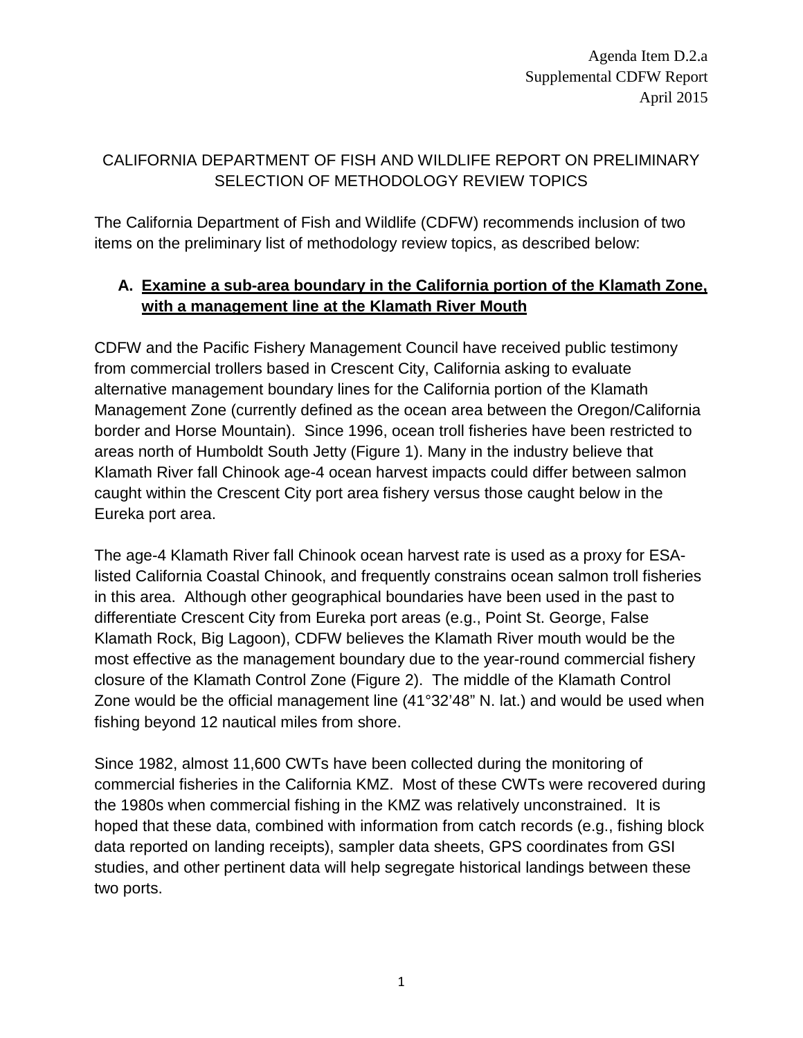Agenda Item D.2.a
Supplemental CDFW Report
April 2015

# CALIFORNIA DEPARTMENT OF FISH AND WILDLIFE REPORT ON PRELIMINARY SELECTION OF METHODOLOGY REVIEW TOPICS

The California Department of Fish and Wildlife (CDFW) recommends inclusion of two items on the preliminary list of methodology review topics, as described below:

## A. Examine a sub-area boundary in the California portion of the Klamath Zone, with a management line at the Klamath River Mouth

CDFW and the Pacific Fishery Management Council have received public testimony from commercial trollers based in Crescent City, California asking to evaluate alternative management boundary lines for the California portion of the Klamath Management Zone (currently defined as the ocean area between the Oregon/California border and Horse Mountain). Since 1996, ocean troll fisheries have been restricted to areas north of Humboldt South Jetty (Figure 1). Many in the industry believe that Klamath River fall Chinook age-4 ocean harvest impacts could differ between salmon caught within the Crescent City port area fishery versus those caught below in the Eureka port area.

The age-4 Klamath River fall Chinook ocean harvest rate is used as a proxy for ESA-listed California Coastal Chinook, and frequently constrains ocean salmon troll fisheries in this area. Although other geographical boundaries have been used in the past to differentiate Crescent City from Eureka port areas (e.g., Point St. George, False Klamath Rock, Big Lagoon), CDFW believes the Klamath River mouth would be the most effective as the management boundary due to the year-round commercial fishery closure of the Klamath Control Zone (Figure 2). The middle of the Klamath Control Zone would be the official management line (41°32'48" N. lat.) and would be used when fishing beyond 12 nautical miles from shore.

Since 1982, almost 11,600 CWTs have been collected during the monitoring of commercial fisheries in the California KMZ. Most of these CWTs were recovered during the 1980s when commercial fishing in the KMZ was relatively unconstrained. It is hoped that these data, combined with information from catch records (e.g., fishing block data reported on landing receipts), sampler data sheets, GPS coordinates from GSI studies, and other pertinent data will help segregate historical landings between these two ports.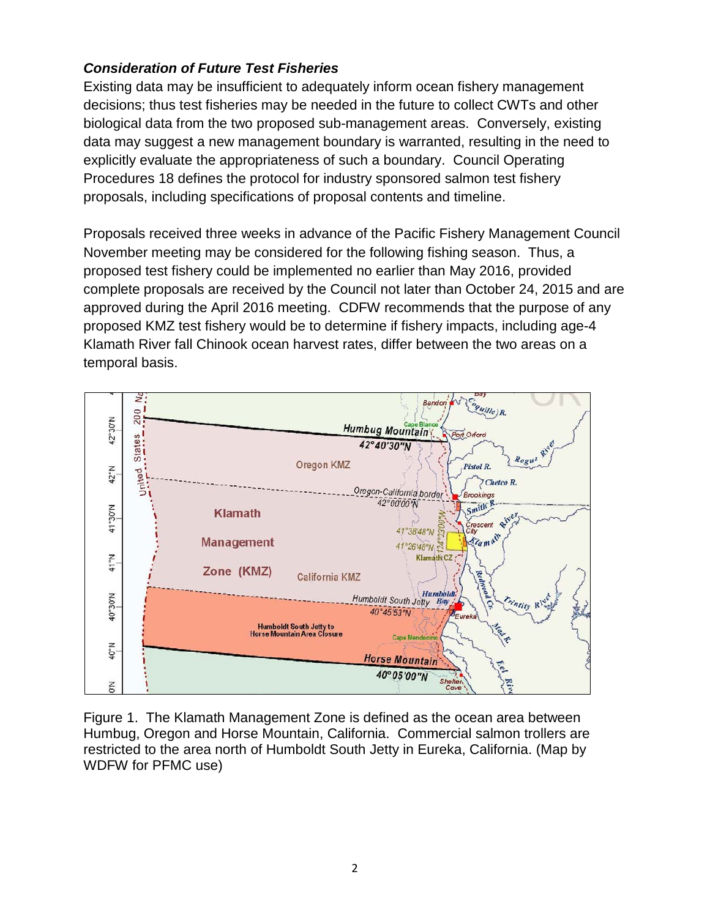### ***Consideration of Future Test Fisheries***

Existing data may be insufficient to adequately inform ocean fishery management decisions; thus test fisheries may be needed in the future to collect CWTs and other biological data from the two proposed sub-management areas. Conversely, existing data may suggest a new management boundary is warranted, resulting in the need to explicitly evaluate the appropriateness of such a boundary. Council Operating Procedures 18 defines the protocol for industry sponsored salmon test fishery proposals, including specifications of proposal contents and timeline.

Proposals received three weeks in advance of the Pacific Fishery Management Council November meeting may be considered for the following fishing season. Thus, a proposed test fishery could be implemented no earlier than May 2016, provided complete proposals are received by the Council not later than October 24, 2015 and are approved during the April 2016 meeting. CDFW recommends that the purpose of any proposed KMZ test fishery would be to determine if fishery impacts, including age-4 Klamath River fall Chinook ocean harvest rates, differ between the two areas on a temporal basis.

Figure 1. The Klamath Management Zone is defined as the ocean area between Humbug, Oregon and Horse Mountain, California. Commercial salmon trollers are restricted to the area north of Humboldt South Jetty in Eureka, California. (Map by WDFW for PFMC use)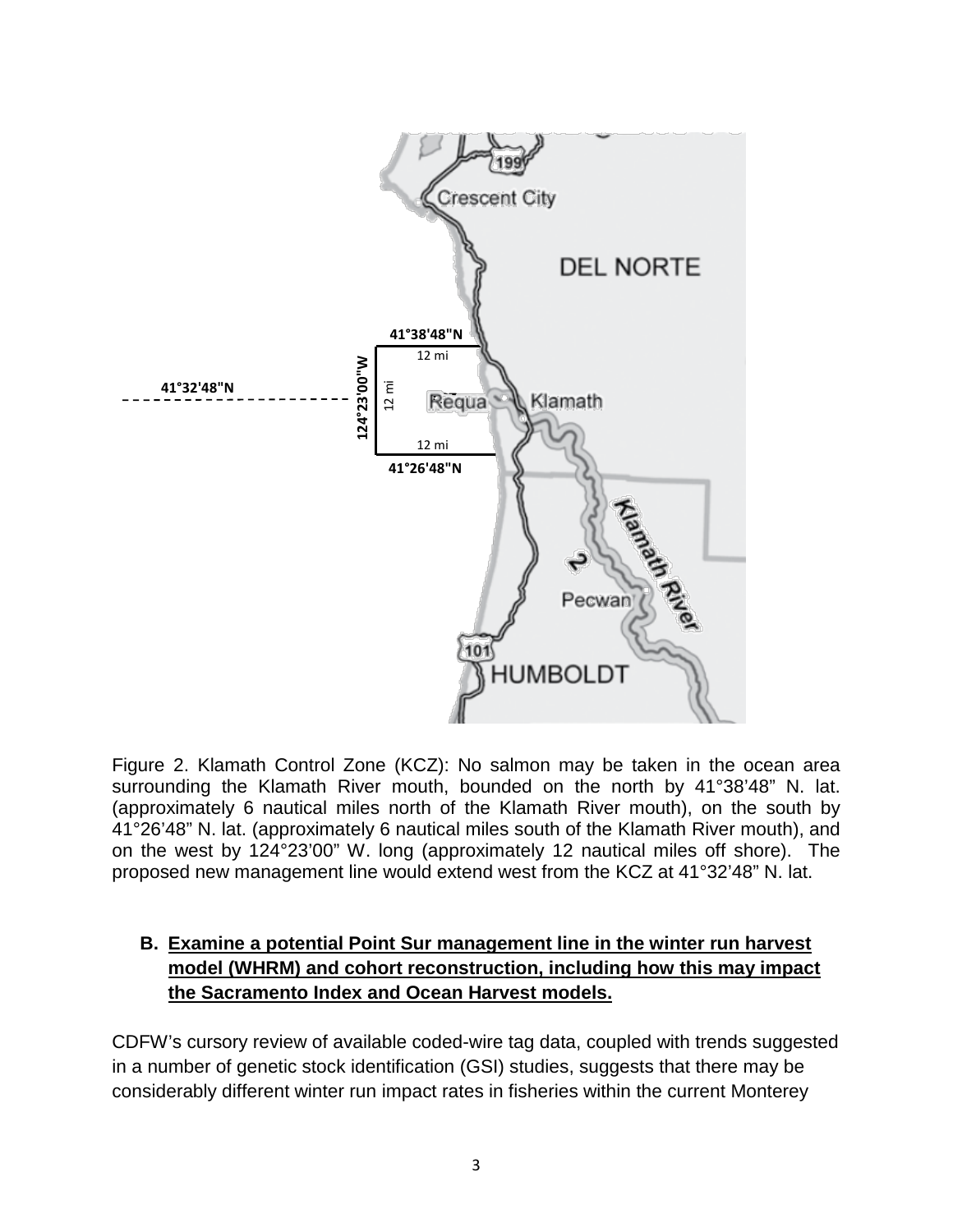Figure 2. Klamath Control Zone (KCZ): No salmon may be taken in the ocean area surrounding the Klamath River mouth, bounded on the north by 41°38'48" N. lat. (approximately 6 nautical miles north of the Klamath River mouth), on the south by 41°26'48" N. lat. (approximately 6 nautical miles south of the Klamath River mouth), and on the west by 124°23'00" W. long (approximately 12 nautical miles off shore). The proposed new management line would extend west from the KCZ at 41°32'48" N. lat.

## B. Examine a potential Point Sur management line in the winter run harvest model (WHRM) and cohort reconstruction, including how this may impact the Sacramento Index and Ocean Harvest models.

CDFW's cursory review of available coded-wire tag data, coupled with trends suggested in a number of genetic stock identification (GSI) studies, suggests that there may be considerably different winter run impact rates in fisheries within the current Monterey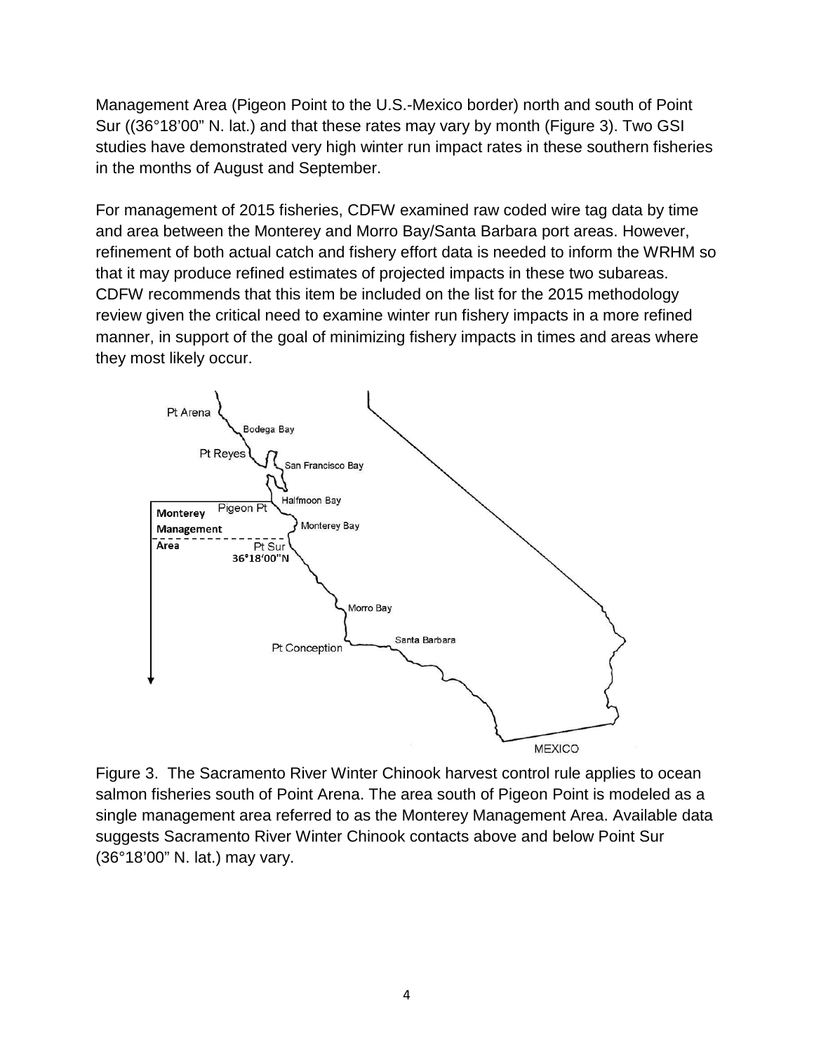Management Area (Pigeon Point to the U.S.-Mexico border) north and south of Point Sur ((36°18’00” N. lat.) and that these rates may vary by month (Figure 3). Two GSI studies have demonstrated very high winter run impact rates in these southern fisheries in the months of August and September.

For management of 2015 fisheries, CDFW examined raw coded wire tag data by time and area between the Monterey and Morro Bay/Santa Barbara port areas. However, refinement of both actual catch and fishery effort data is needed to inform the WRHM so that it may produce refined estimates of projected impacts in these two subareas. CDFW recommends that this item be included on the list for the 2015 methodology review given the critical need to examine winter run fishery impacts in a more refined manner, in support of the goal of minimizing fishery impacts in times and areas where they most likely occur.

Pt Arena
Bodega Bay
Pt Reyes
San Francisco Bay
Halfmoon Bay
Monterey Management Area
Pigeon Pt
Monterey Bay
Pt Sur
36°18’00"N
Morro Bay
Santa Barbara
Pt Conception
MEXICO

Figure 3. The Sacramento River Winter Chinook harvest control rule applies to ocean salmon fisheries south of Point Arena. The area south of Pigeon Point is modeled as a single management area referred to as the Monterey Management Area. Available data suggests Sacramento River Winter Chinook contacts above and below Point Sur (36°18’00” N. lat.) may vary.